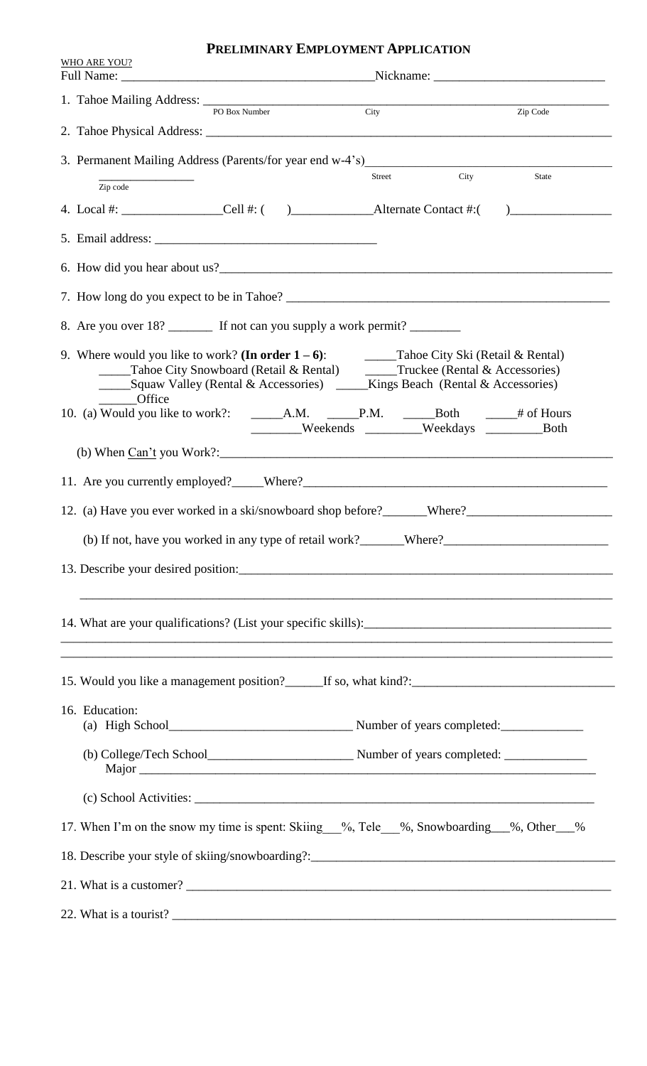# Preliminary Employment Application

WHO ARE YOU?

Full Name: ______________________________________ Nickname: __________________________

1. Tahoe Mailing Address: ______________________________________________________________
   PO Box Number    City    Zip Code

2. Tahoe Physical Address: ______________________________________________________________

3. Permanent Mailing Address (Parents/for year end w-4's)_______________________________________
   _______________    Street    City    State
   Zip code

4. Local #: _______________Cell #: (    )____________Alternate Contact #:(    )_______________

5. Email address: _________________________________

6. How did you hear about us?______________________________________________________________

7. How long do you expect to be in Tahoe? __________________________________________________

8. Are you over 18? _______ If not can you supply a work permit? ________

9. Where would you like to work? **(In order 1 – 6)**: _____Tahoe City Ski (Retail & Rental)
   _____Tahoe City Snowboard (Retail & Rental) _____Truckee (Rental & Accessories)
   _____Squaw Valley (Rental & Accessories) _____Kings Beach (Rental & Accessories)
   _____Office

10. (a) Would you like to work?: _____A.M. _____P.M. _____Both _____# of Hours
    ________Weekends ________Weekdays ________Both

    (b) When Can't you Work?:____________________________________________________________

11. Are you currently employed?_____Where?_________________________________________________

12. (a) Have you ever worked in a ski/snowboard shop before?_______Where?______________________

    (b) If not, have you worked in any type of retail work?_______Where?_________________________

13. Describe your desired position:___________________________________________________________

    ______________________________________________________________________________

14. What are your qualifications? (List your specific skills):______________________________________

    ______________________________________________________________________________

    ______________________________________________________________________________

15. Would you like a management position?______If so, what kind?:_______________________________

16. Education:
    (a) High School____________________________ Number of years completed:_____________

    (b) College/Tech School______________________ Number of years completed: _____________
    Major ____________________________________________________________________

    (c) School Activities: ________________________________________________________________

17. When I'm on the snow my time is spent: Skiing__%, Tele__%, Snowboarding__%, Other__%

18. Describe your style of skiing/snowboarding?:_______________________________________________

21. What is a customer? __________________________________________________________________

22. What is a tourist? ____________________________________________________________________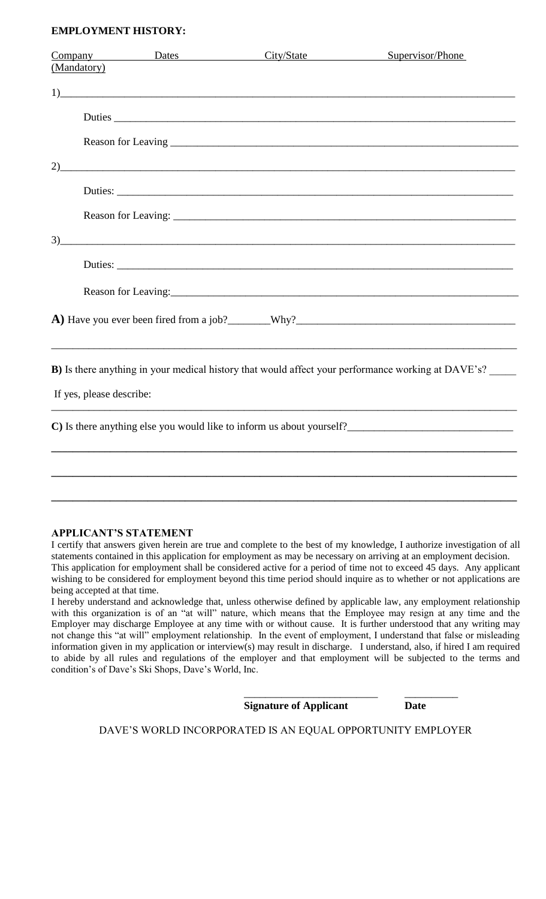**EMPLOYMENT HISTORY:**

Company (Mandatory) | Dates | City/State | Supervisor/Phone

1)\_\_\_\_\_\_\_\_\_\_\_\_\_\_\_\_\_\_\_\_\_\_\_\_\_\_\_\_\_\_\_\_\_\_\_\_\_\_\_\_\_\_\_\_\_\_\_\_\_\_\_\_\_\_\_\_\_\_\_\_\_\_\_\_\_\_\_\_\_\_\_\_

Duties \_\_\_\_\_\_\_\_\_\_\_\_\_\_\_\_\_\_\_\_\_\_\_\_\_\_\_\_\_\_\_\_\_\_\_\_\_\_\_\_\_\_\_\_\_\_\_\_\_\_\_\_\_\_\_\_\_\_\_\_\_\_\_\_\_\_\_\_

Reason for Leaving \_\_\_\_\_\_\_\_\_\_\_\_\_\_\_\_\_\_\_\_\_\_\_\_\_\_\_\_\_\_\_\_\_\_\_\_\_\_\_\_\_\_\_\_\_\_\_\_\_\_\_\_\_\_\_\_\_\_

2)\_\_\_\_\_\_\_\_\_\_\_\_\_\_\_\_\_\_\_\_\_\_\_\_\_\_\_\_\_\_\_\_\_\_\_\_\_\_\_\_\_\_\_\_\_\_\_\_\_\_\_\_\_\_\_\_\_\_\_\_\_\_\_\_\_\_\_\_\_\_\_\_

Duties: \_\_\_\_\_\_\_\_\_\_\_\_\_\_\_\_\_\_\_\_\_\_\_\_\_\_\_\_\_\_\_\_\_\_\_\_\_\_\_\_\_\_\_\_\_\_\_\_\_\_\_\_\_\_\_\_\_\_\_\_\_\_\_\_\_\_\_

Reason for Leaving: \_\_\_\_\_\_\_\_\_\_\_\_\_\_\_\_\_\_\_\_\_\_\_\_\_\_\_\_\_\_\_\_\_\_\_\_\_\_\_\_\_\_\_\_\_\_\_\_\_\_\_\_\_\_\_\_\_

3)\_\_\_\_\_\_\_\_\_\_\_\_\_\_\_\_\_\_\_\_\_\_\_\_\_\_\_\_\_\_\_\_\_\_\_\_\_\_\_\_\_\_\_\_\_\_\_\_\_\_\_\_\_\_\_\_\_\_\_\_\_\_\_\_\_\_\_\_\_\_\_\_

Duties: \_\_\_\_\_\_\_\_\_\_\_\_\_\_\_\_\_\_\_\_\_\_\_\_\_\_\_\_\_\_\_\_\_\_\_\_\_\_\_\_\_\_\_\_\_\_\_\_\_\_\_\_\_\_\_\_\_\_\_\_\_\_\_\_\_\_\_

Reason for Leaving:\_\_\_\_\_\_\_\_\_\_\_\_\_\_\_\_\_\_\_\_\_\_\_\_\_\_\_\_\_\_\_\_\_\_\_\_\_\_\_\_\_\_\_\_\_\_\_\_\_\_\_\_\_\_\_\_\_\_

**A)** Have you ever been fired from a job?\_\_\_\_\_\_\_\_Why?\_\_\_\_\_\_\_\_\_\_\_\_\_\_\_\_\_\_\_\_\_\_\_\_\_\_\_\_\_\_\_\_\_\_\_\_\_\_\_\_

\_\_\_\_\_\_\_\_\_\_\_\_\_\_\_\_\_\_\_\_\_\_\_\_\_\_\_\_\_\_\_\_\_\_\_\_\_\_\_\_\_\_\_\_\_\_\_\_\_\_\_\_\_\_\_\_\_\_\_\_\_\_\_\_\_\_\_\_\_\_\_\_\_\_\_\_\_\_

**B)** Is there anything in your medical history that would affect your performance working at DAVE's? \_\_\_\_\_

If yes, please describe:

\_\_\_\_\_\_\_\_\_\_\_\_\_\_\_\_\_\_\_\_\_\_\_\_\_\_\_\_\_\_\_\_\_\_\_\_\_\_\_\_\_\_\_\_\_\_\_\_\_\_\_\_\_\_\_\_\_\_\_\_\_\_\_\_\_\_\_\_\_\_\_\_\_\_\_\_\_\_

**C)** Is there anything else you would like to inform us about yourself?\_\_\_\_\_\_\_\_\_\_\_\_\_\_\_\_\_\_\_\_\_\_\_\_\_\_\_\_\_\_

\_\_\_\_\_\_\_\_\_\_\_\_\_\_\_\_\_\_\_\_\_\_\_\_\_\_\_\_\_\_\_\_\_\_\_\_\_\_\_\_\_\_\_\_\_\_\_\_\_\_\_\_\_\_\_\_\_\_\_\_\_\_\_\_\_\_\_\_\_\_\_\_\_\_\_\_\_\_

\_\_\_\_\_\_\_\_\_\_\_\_\_\_\_\_\_\_\_\_\_\_\_\_\_\_\_\_\_\_\_\_\_\_\_\_\_\_\_\_\_\_\_\_\_\_\_\_\_\_\_\_\_\_\_\_\_\_\_\_\_\_\_\_\_\_\_\_\_\_\_\_\_\_\_\_\_\_

\_\_\_\_\_\_\_\_\_\_\_\_\_\_\_\_\_\_\_\_\_\_\_\_\_\_\_\_\_\_\_\_\_\_\_\_\_\_\_\_\_\_\_\_\_\_\_\_\_\_\_\_\_\_\_\_\_\_\_\_\_\_\_\_\_\_\_\_\_\_\_\_\_\_\_\_\_\_

**APPLICANT'S STATEMENT**

I certify that answers given herein are true and complete to the best of my knowledge, I authorize investigation of all statements contained in this application for employment as may be necessary on arriving at an employment decision.

This application for employment shall be considered active for a period of time not to exceed 45 days. Any applicant wishing to be considered for employment beyond this time period should inquire as to whether or not applications are being accepted at that time.

I hereby understand and acknowledge that, unless otherwise defined by applicable law, any employment relationship with this organization is of an "at will" nature, which means that the Employee may resign at any time and the Employer may discharge Employee at any time with or without cause. It is further understood that any writing may not change this "at will" employment relationship. In the event of employment, I understand that false or misleading information given in my application or interview(s) may result in discharge. I understand, also, if hired I am required to abide by all rules and regulations of the employer and that employment will be subjected to the terms and condition's of Dave's Ski Shops, Dave's World, Inc.

\_\_\_\_\_\_\_\_\_\_\_\_\_\_\_\_\_\_\_\_\_\_\_\_\_ \_\_\_\_\_\_\_\_\_\_

**Signature of Applicant** **Date**

DAVE'S WORLD INCORPORATED IS AN EQUAL OPPORTUNITY EMPLOYER